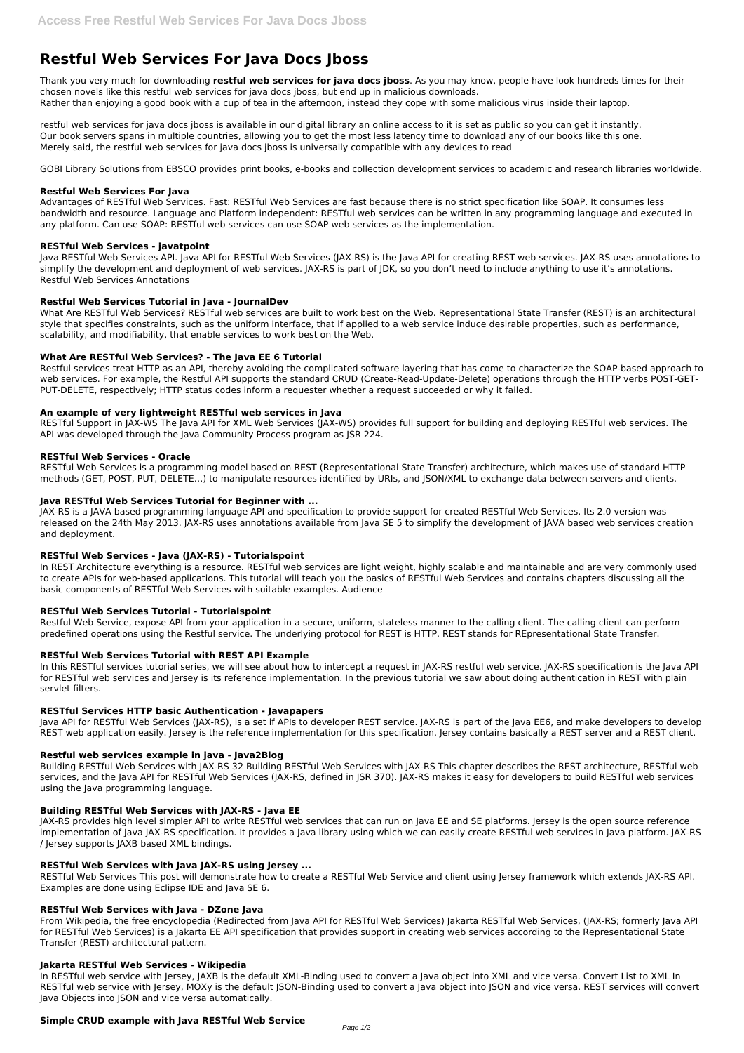# Restful Web Services For Java Docs Jboss

Thank you very much for downloading **restful web services for java docs jboss**. As you may know, people have look hundreds times for their chosen novels like this restful web services for java docs jboss, but end up in malicious downloads.
Rather than enjoying a good book with a cup of tea in the afternoon, instead they cope with some malicious virus inside their laptop.

restful web services for java docs jboss is available in our digital library an online access to it is set as public so you can get it instantly.
Our book servers spans in multiple countries, allowing you to get the most less latency time to download any of our books like this one.
Merely said, the restful web services for java docs jboss is universally compatible with any devices to read

GOBI Library Solutions from EBSCO provides print books, e-books and collection development services to academic and research libraries worldwide.

### Restful Web Services For Java

Advantages of RESTful Web Services. Fast: RESTful Web Services are fast because there is no strict specification like SOAP. It consumes less bandwidth and resource. Language and Platform independent: RESTful web services can be written in any programming language and executed in any platform. Can use SOAP: RESTful web services can use SOAP web services as the implementation.

### RESTful Web Services - javatpoint

Java RESTful Web Services API. Java API for RESTful Web Services (JAX-RS) is the Java API for creating REST web services. JAX-RS uses annotations to simplify the development and deployment of web services. JAX-RS is part of JDK, so you don't need to include anything to use it's annotations. Restful Web Services Annotations

### Restful Web Services Tutorial in Java - JournalDev

What Are RESTful Web Services? RESTful web services are built to work best on the Web. Representational State Transfer (REST) is an architectural style that specifies constraints, such as the uniform interface, that if applied to a web service induce desirable properties, such as performance, scalability, and modifiability, that enable services to work best on the Web.

### What Are RESTful Web Services? - The Java EE 6 Tutorial

Restful services treat HTTP as an API, thereby avoiding the complicated software layering that has come to characterize the SOAP-based approach to web services. For example, the Restful API supports the standard CRUD (Create-Read-Update-Delete) operations through the HTTP verbs POST-GET-PUT-DELETE, respectively; HTTP status codes inform a requester whether a request succeeded or why it failed.

### An example of very lightweight RESTful web services in Java

RESTful Support in JAX-WS The Java API for XML Web Services (JAX-WS) provides full support for building and deploying RESTful web services. The API was developed through the Java Community Process program as JSR 224.

### RESTful Web Services - Oracle

RESTful Web Services is a programming model based on REST (Representational State Transfer) architecture, which makes use of standard HTTP methods (GET, POST, PUT, DELETE...) to manipulate resources identified by URIs, and JSON/XML to exchange data between servers and clients.

### Java RESTful Web Services Tutorial for Beginner with ...

JAX-RS is a JAVA based programming language API and specification to provide support for created RESTful Web Services. Its 2.0 version was released on the 24th May 2013. JAX-RS uses annotations available from Java SE 5 to simplify the development of JAVA based web services creation and deployment.

### RESTful Web Services - Java (JAX-RS) - Tutorialspoint

In REST Architecture everything is a resource. RESTful web services are light weight, highly scalable and maintainable and are very commonly used to create APIs for web-based applications. This tutorial will teach you the basics of RESTful Web Services and contains chapters discussing all the basic components of RESTful Web Services with suitable examples. Audience

### RESTful Web Services Tutorial - Tutorialspoint

Restful Web Service, expose API from your application in a secure, uniform, stateless manner to the calling client. The calling client can perform predefined operations using the Restful service. The underlying protocol for REST is HTTP. REST stands for REpresentational State Transfer.

### RESTful Web Services Tutorial with REST API Example

In this RESTful services tutorial series, we will see about how to intercept a request in JAX-RS restful web service. JAX-RS specification is the Java API for RESTful web services and Jersey is its reference implementation. In the previous tutorial we saw about doing authentication in REST with plain servlet filters.

### RESTful Services HTTP basic Authentication - Javapapers

Java API for RESTful Web Services (JAX-RS), is a set if APIs to developer REST service. JAX-RS is part of the Java EE6, and make developers to develop REST web application easily. Jersey is the reference implementation for this specification. Jersey contains basically a REST server and a REST client.

### Restful web services example in java - Java2Blog

Building RESTful Web Services with JAX-RS 32 Building RESTful Web Services with JAX-RS This chapter describes the REST architecture, RESTful web services, and the Java API for RESTful Web Services (JAX-RS, defined in JSR 370). JAX-RS makes it easy for developers to build RESTful web services using the Java programming language.

### Building RESTful Web Services with JAX-RS - Java EE

JAX-RS provides high level simpler API to write RESTful web services that can run on Java EE and SE platforms. Jersey is the open source reference implementation of Java JAX-RS specification. It provides a Java library using which we can easily create RESTful web services in Java platform. JAX-RS / Jersey supports JAXB based XML bindings.

### RESTful Web Services with Java JAX-RS using Jersey ...

RESTful Web Services This post will demonstrate how to create a RESTful Web Service and client using Jersey framework which extends JAX-RS API. Examples are done using Eclipse IDE and Java SE 6.

### RESTful Web Services with Java - DZone Java

From Wikipedia, the free encyclopedia (Redirected from Java API for RESTful Web Services) Jakarta RESTful Web Services, (JAX-RS; formerly Java API for RESTful Web Services) is a Jakarta EE API specification that provides support in creating web services according to the Representational State Transfer (REST) architectural pattern.

### Jakarta RESTful Web Services - Wikipedia

In RESTful web service with Jersey, JAXB is the default XML-Binding used to convert a Java object into XML and vice versa. Convert List to XML In RESTful web service with Jersey, MOXy is the default JSON-Binding used to convert a Java object into JSON and vice versa. REST services will convert Java Objects into JSON and vice versa automatically.

### Simple CRUD example with Java RESTful Web Service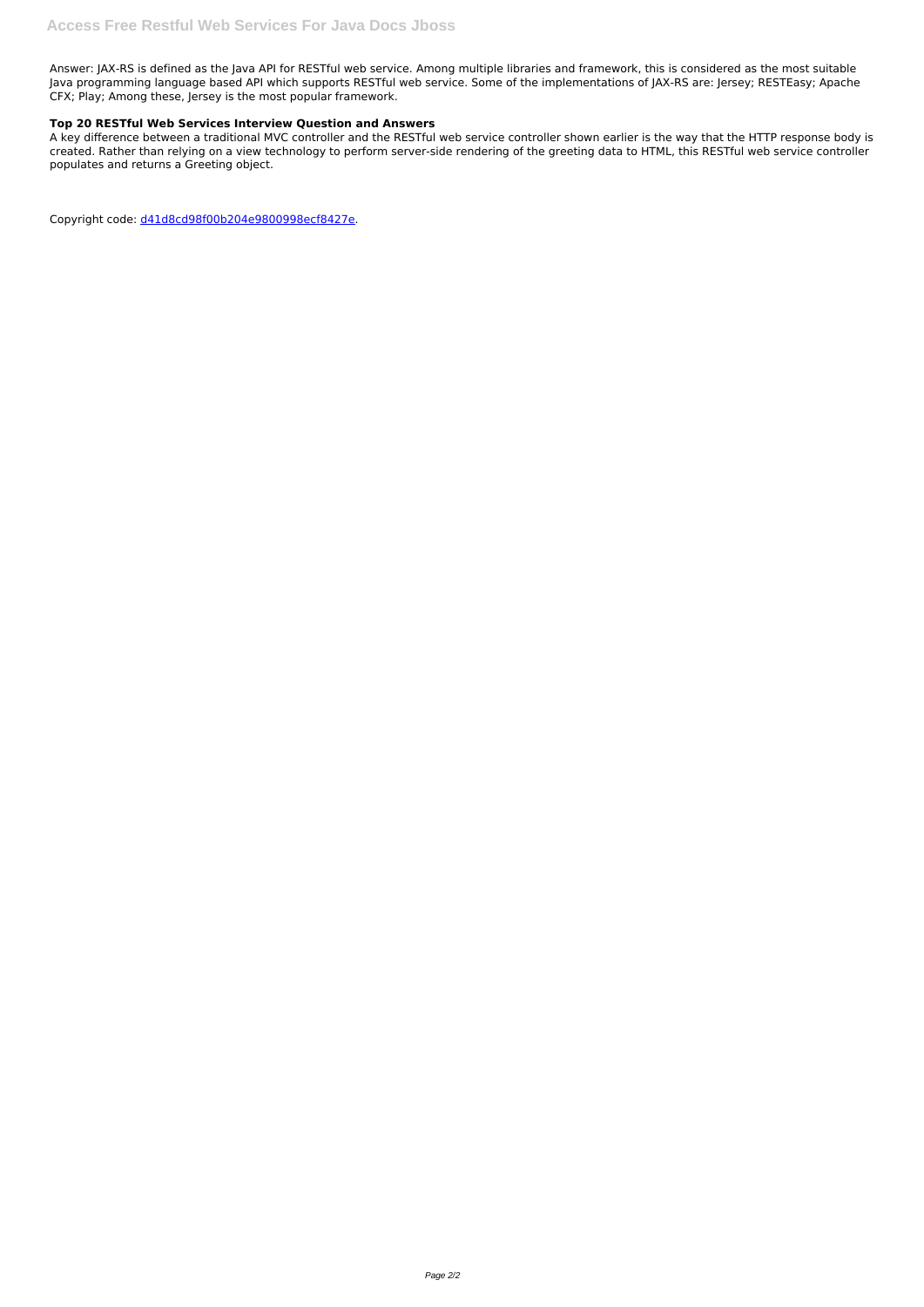Answer: JAX-RS is defined as the Java API for RESTful web service. Among multiple libraries and framework, this is considered as the most suitable Java programming language based API which supports RESTful web service. Some of the implementations of JAX-RS are: Jersey; RESTEasy; Apache CFX; Play; Among these, Jersey is the most popular framework.

**Top 20 RESTful Web Services Interview Question and Answers**

A key difference between a traditional MVC controller and the RESTful web service controller shown earlier is the way that the HTTP response body is created. Rather than relying on a view technology to perform server-side rendering of the greeting data to HTML, this RESTful web service controller populates and returns a Greeting object.

Copyright code: d41d8cd98f00b204e9800998ecf8427e.